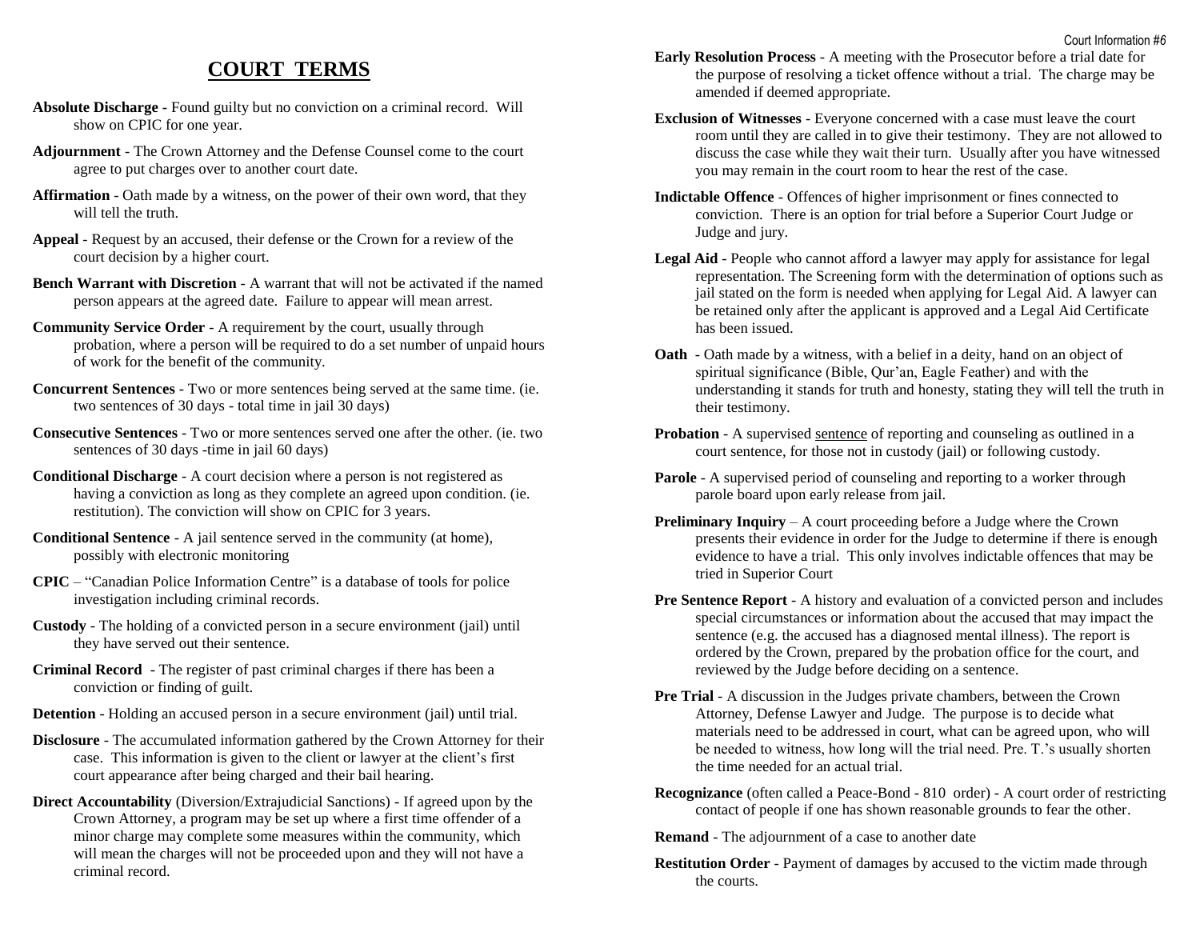## COURT TERMS

**Absolute Discharge** - Found guilty but no conviction on a criminal record. Will show on CPIC for one year.

**Adjournment** - The Crown Attorney and the Defense Counsel come to the court agree to put charges over to another court date.

**Affirmation** - Oath made by a witness, on the power of their own word, that they will tell the truth.

**Appeal** - Request by an accused, their defense or the Crown for a review of the court decision by a higher court.

**Bench Warrant with Discretion** - A warrant that will not be activated if the named person appears at the agreed date. Failure to appear will mean arrest.

**Community Service Order** - A requirement by the court, usually through probation, where a person will be required to do a set number of unpaid hours of work for the benefit of the community.

**Concurrent Sentences** - Two or more sentences being served at the same time. (ie. two sentences of 30 days - total time in jail 30 days)

**Consecutive Sentences** - Two or more sentences served one after the other. (ie. two sentences of 30 days -time in jail 60 days)

**Conditional Discharge** - A court decision where a person is not registered as having a conviction as long as they complete an agreed upon condition. (ie. restitution). The conviction will show on CPIC for 3 years.

**Conditional Sentence** - A jail sentence served in the community (at home), possibly with electronic monitoring

**CPIC** – "Canadian Police Information Centre" is a database of tools for police investigation including criminal records.

**Custody** - The holding of a convicted person in a secure environment (jail) until they have served out their sentence.

**Criminal Record** - The register of past criminal charges if there has been a conviction or finding of guilt.

**Detention** - Holding an accused person in a secure environment (jail) until trial.

**Disclosure** - The accumulated information gathered by the Crown Attorney for their case. This information is given to the client or lawyer at the client's first court appearance after being charged and their bail hearing.

**Direct Accountability** (Diversion/Extrajudicial Sanctions) - If agreed upon by the Crown Attorney, a program may be set up where a first time offender of a minor charge may complete some measures within the community, which will mean the charges will not be proceeded upon and they will not have a criminal record.

**Early Resolution Process** - A meeting with the Prosecutor before a trial date for the purpose of resolving a ticket offence without a trial. The charge may be amended if deemed appropriate.

**Exclusion of Witnesses** - Everyone concerned with a case must leave the court room until they are called in to give their testimony. They are not allowed to discuss the case while they wait their turn. Usually after you have witnessed you may remain in the court room to hear the rest of the case.

**Indictable Offence** - Offences of higher imprisonment or fines connected to conviction. There is an option for trial before a Superior Court Judge or Judge and jury.

**Legal Aid** - People who cannot afford a lawyer may apply for assistance for legal representation. The Screening form with the determination of options such as jail stated on the form is needed when applying for Legal Aid. A lawyer can be retained only after the applicant is approved and a Legal Aid Certificate has been issued.

**Oath** - Oath made by a witness, with a belief in a deity, hand on an object of spiritual significance (Bible, Qur'an, Eagle Feather) and with the understanding it stands for truth and honesty, stating they will tell the truth in their testimony.

**Probation** - A supervised sentence of reporting and counseling as outlined in a court sentence, for those not in custody (jail) or following custody.

**Parole** - A supervised period of counseling and reporting to a worker through parole board upon early release from jail.

**Preliminary Inquiry** – A court proceeding before a Judge where the Crown presents their evidence in order for the Judge to determine if there is enough evidence to have a trial. This only involves indictable offences that may be tried in Superior Court

**Pre Sentence Report** - A history and evaluation of a convicted person and includes special circumstances or information about the accused that may impact the sentence (e.g. the accused has a diagnosed mental illness). The report is ordered by the Crown, prepared by the probation office for the court, and reviewed by the Judge before deciding on a sentence.

**Pre Trial** - A discussion in the Judges private chambers, between the Crown Attorney, Defense Lawyer and Judge. The purpose is to decide what materials need to be addressed in court, what can be agreed upon, who will be needed to witness, how long will the trial need. Pre. T.'s usually shorten the time needed for an actual trial.

**Recognizance** (often called a Peace-Bond - 810 order) - A court order of restricting contact of people if one has shown reasonable grounds to fear the other.

**Remand** - The adjournment of a case to another date

**Restitution Order** - Payment of damages by accused to the victim made through the courts.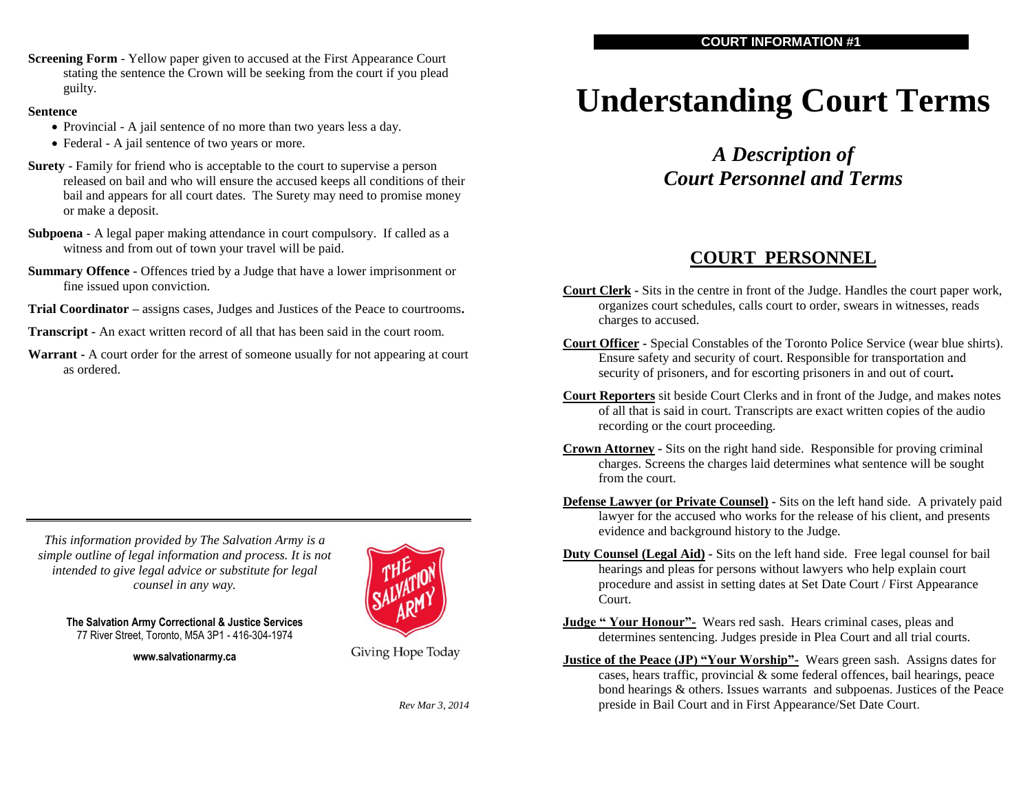**Screening Form** - Yellow paper given to accused at the First Appearance Court stating the sentence the Crown will be seeking from the court if you plead guilty.

**Sentence**

- Provincial - A jail sentence of no more than two years less a day.
- Federal - A jail sentence of two years or more.

**Surety** - Family for friend who is acceptable to the court to supervise a person released on bail and who will ensure the accused keeps all conditions of their bail and appears for all court dates. The Surety may need to promise money or make a deposit.

**Subpoena** - A legal paper making attendance in court compulsory. If called as a witness and from out of town your travel will be paid.

**Summary Offence** - Offences tried by a Judge that have a lower imprisonment or fine issued upon conviction.

**Trial Coordinator** – assigns cases, Judges and Justices of the Peace to courtrooms**.**

**Transcript** - An exact written record of all that has been said in the court room.

**Warrant** - A court order for the arrest of someone usually for not appearing at court as ordered.

---

*This information provided by The Salvation Army is a simple outline of legal information and process. It is not intended to give legal advice or substitute for legal counsel in any way.*

**The Salvation Army Correctional & Justice Services**
77 River Street, Toronto, M5A 3P1 - 416-304-1974

**www.salvationarmy.ca**

Giving Hope Today

*Rev Mar 3, 2014*

**COURT INFORMATION #1**

# Understanding Court Terms

## *A Description of Court Personnel and Terms*

## COURT PERSONNEL

**Court Clerk** - Sits in the centre in front of the Judge. Handles the court paper work, organizes court schedules, calls court to order, swears in witnesses, reads charges to accused.

**Court Officer** - Special Constables of the Toronto Police Service (wear blue shirts). Ensure safety and security of court. Responsible for transportation and security of prisoners, and for escorting prisoners in and out of court**.**

**Court Reporters** sit beside Court Clerks and in front of the Judge, and makes notes of all that is said in court. Transcripts are exact written copies of the audio recording or the court proceeding.

**Crown Attorney** - Sits on the right hand side. Responsible for proving criminal charges. Screens the charges laid determines what sentence will be sought from the court.

**Defense Lawyer (or Private Counsel)** - Sits on the left hand side. A privately paid lawyer for the accused who works for the release of his client, and presents evidence and background history to the Judge.

**Duty Counsel (Legal Aid)** - Sits on the left hand side. Free legal counsel for bail hearings and pleas for persons without lawyers who help explain court procedure and assist in setting dates at Set Date Court / First Appearance Court.

**Judge " Your Honour"-** Wears red sash. Hears criminal cases, pleas and determines sentencing. Judges preside in Plea Court and all trial courts.

**Justice of the Peace (JP) "Your Worship"-** Wears green sash. Assigns dates for cases, hears traffic, provincial & some federal offences, bail hearings, peace bond hearings & others. Issues warrants and subpoenas. Justices of the Peace preside in Bail Court and in First Appearance/Set Date Court.